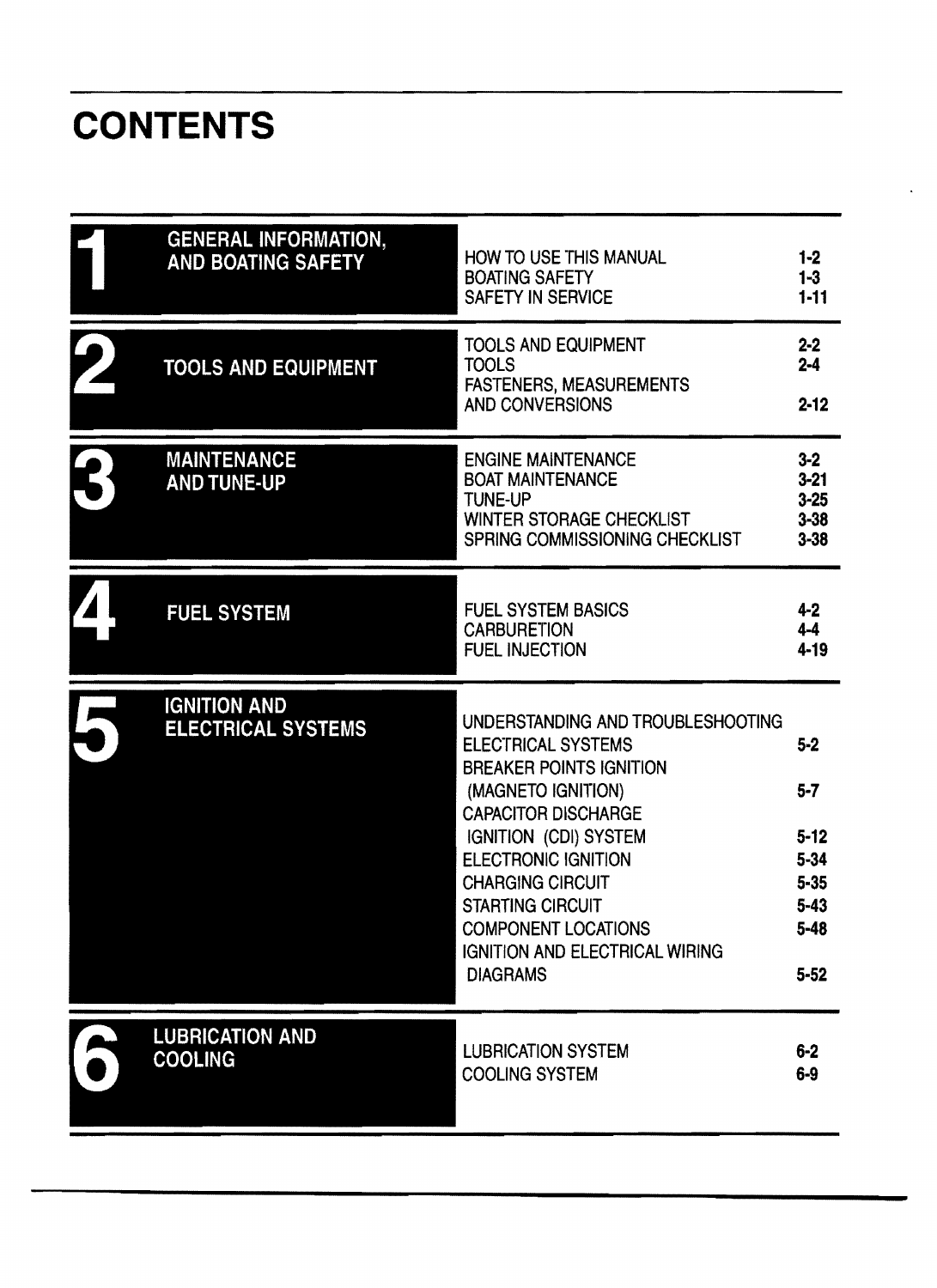# CONTENTS

| Chapter | Section | Topic | Page |
|---|---|---|---|
| 1 | GENERAL INFORMATION, AND BOATING SAFETY | HOW TO USE THIS MANUAL | 1-2 |
| | | BOATING SAFETY | 1-3 |
| | | SAFETY IN SERVICE | 1-11 |
| 2 | TOOLS AND EQUIPMENT | TOOLS AND EQUIPMENT | 2-2 |
| | | TOOLS | 2-4 |
| | | FASTENERS, MEASUREMENTS AND CONVERSIONS | 2-12 |
| 3 | MAINTENANCE AND TUNE-UP | ENGINE MAINTENANCE | 3-2 |
| | | BOAT MAINTENANCE | 3-21 |
| | | TUNE-UP | 3-25 |
| | | WINTER STORAGE CHECKLIST | 3-38 |
| | | SPRING COMMISSIONING CHECKLIST | 3-38 |
| 4 | FUEL SYSTEM | FUEL SYSTEM BASICS | 4-2 |
| | | CARBURETION | 4-4 |
| | | FUEL INJECTION | 4-19 |
| 5 | IGNITION AND ELECTRICAL SYSTEMS | UNDERSTANDING AND TROUBLESHOOTING ELECTRICAL SYSTEMS | 5-2 |
| | | BREAKER POINTS IGNITION (MAGNETO IGNITION) | 5-7 |
| | | CAPACITOR DISCHARGE IGNITION (CDI) SYSTEM | 5-12 |
| | | ELECTRONIC IGNITION | 5-34 |
| | | CHARGING CIRCUIT | 5-35 |
| | | STARTING CIRCUIT | 5-43 |
| | | COMPONENT LOCATIONS | 5-48 |
| | | IGNITION AND ELECTRICAL WIRING DIAGRAMS | 5-52 |
| 6 | LUBRICATION AND COOLING | LUBRICATION SYSTEM | 6-2 |
| | | COOLING SYSTEM | 6-9 |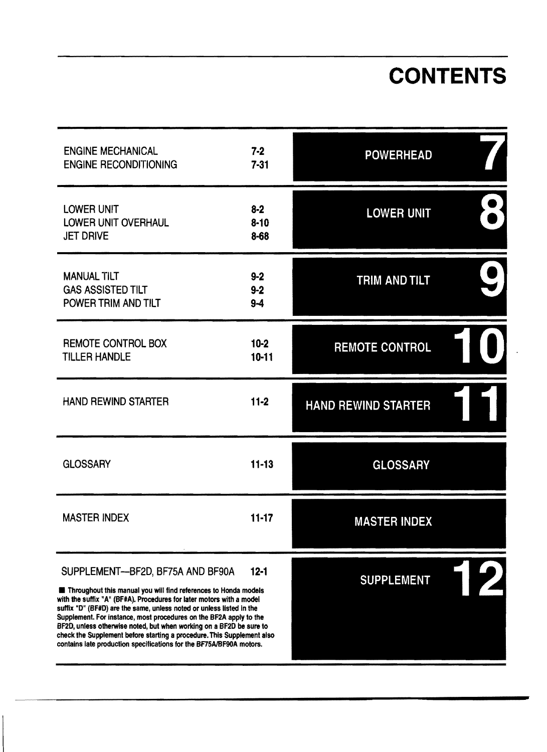# CONTENTS

| | | | |
|---|---|---|---|
| ENGINE MECHANICAL<br>ENGINE RECONDITIONING | 7-2<br>7-31 | POWERHEAD | 7 |
| LOWER UNIT<br>LOWER UNIT OVERHAUL<br>JET DRIVE | 8-2<br>8-10<br>8-68 | LOWER UNIT | 8 |
| MANUAL TILT<br>GAS ASSISTED TILT<br>POWER TRIM AND TILT | 9-2<br>9-2<br>9-4 | TRIM AND TILT | 9 |
| REMOTE CONTROL BOX<br>TILLER HANDLE | 10-2<br>10-11 | REMOTE CONTROL | 10 |
| HAND REWIND STARTER | 11-2 | HAND REWIND STARTER | 11 |
| GLOSSARY | 11-13 | GLOSSARY | |
| MASTER INDEX | 11-17 | MASTER INDEX | |
| SUPPLEMENT—BF2D, BF75A AND BF90A | 12-1 | SUPPLEMENT | 12 |

■ **Throughout this manual you will find references to Honda models with the suffix "A" (BF#A). Procedures for later motors with a model suffix "D" (BF#D) are the same, unless noted or unless listed in the Supplement. For instance, most procedures on the BF2A apply to the BF2D, unless otherwise noted, but when working on a BF2D be sure to check the Supplement before starting a procedure. This Supplement also contains late production specifications for the BF75A/BF90A motors.**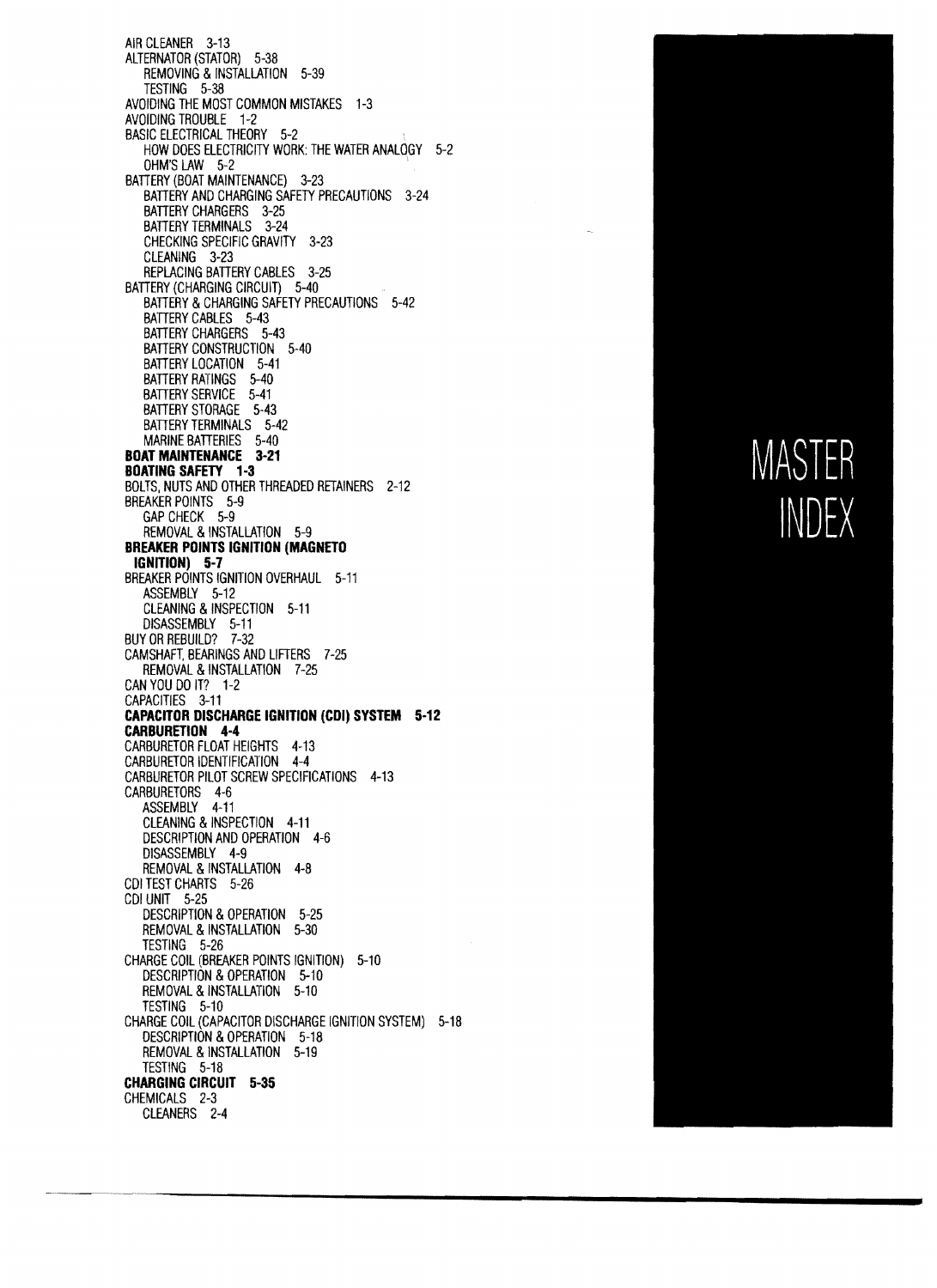# MASTER INDEX

AIR CLEANER 3-13
ALTERNATOR (STATOR) 5-38
 REMOVING & INSTALLATION 5-39
 TESTING 5-38
AVOIDING THE MOST COMMON MISTAKES 1-3
AVOIDING TROUBLE 1-2
BASIC ELECTRICAL THEORY 5-2
 HOW DOES ELECTRICITY WORK: THE WATER ANALOGY 5-2
 OHM'S LAW 5-2
BATTERY (BOAT MAINTENANCE) 3-23
 BATTERY AND CHARGING SAFETY PRECAUTIONS 3-24
 BATTERY CHARGERS 3-25
 BATTERY TERMINALS 3-24
 CHECKING SPECIFIC GRAVITY 3-23
 CLEANING 3-23
 REPLACING BATTERY CABLES 3-25
BATTERY (CHARGING CIRCUIT) 5-40
 BATTERY & CHARGING SAFETY PRECAUTIONS 5-42
 BATTERY CABLES 5-43
 BATTERY CHARGERS 5-43
 BATTERY CONSTRUCTION 5-40
 BATTERY LOCATION 5-41
 BATTERY RATINGS 5-40
 BATTERY SERVICE 5-41
 BATTERY STORAGE 5-43
 BATTERY TERMINALS 5-42
 MARINE BATTERIES 5-40
**BOAT MAINTENANCE 3-21**
**BOATING SAFETY 1-3**
BOLTS, NUTS AND OTHER THREADED RETAINERS 2-12
BREAKER POINTS 5-9
 GAP CHECK 5-9
 REMOVAL & INSTALLATION 5-9
**BREAKER POINTS IGNITION (MAGNETO IGNITION) 5-7**
BREAKER POINTS IGNITION OVERHAUL 5-11
 ASSEMBLY 5-12
 CLEANING & INSPECTION 5-11
 DISASSEMBLY 5-11
BUY OR REBUILD? 7-32
CAMSHAFT, BEARINGS AND LIFTERS 7-25
 REMOVAL & INSTALLATION 7-25
CAN YOU DO IT? 1-2
CAPACITIES 3-11
**CAPACITOR DISCHARGE IGNITION (CDI) SYSTEM 5-12**
**CARBURETION 4-4**
CARBURETOR FLOAT HEIGHTS 4-13
CARBURETOR IDENTIFICATION 4-4
CARBURETOR PILOT SCREW SPECIFICATIONS 4-13
CARBURETORS 4-6
 ASSEMBLY 4-11
 CLEANING & INSPECTION 4-11
 DESCRIPTION AND OPERATION 4-6
 DISASSEMBLY 4-9
 REMOVAL & INSTALLATION 4-8
CDI TEST CHARTS 5-26
CDI UNIT 5-25
 DESCRIPTION & OPERATION 5-25
 REMOVAL & INSTALLATION 5-30
 TESTING 5-26
CHARGE COIL (BREAKER POINTS IGNITION) 5-10
 DESCRIPTION & OPERATION 5-10
 REMOVAL & INSTALLATION 5-10
 TESTING 5-10
CHARGE COIL (CAPACITOR DISCHARGE IGNITION SYSTEM) 5-18
 DESCRIPTION & OPERATION 5-18
 REMOVAL & INSTALLATION 5-19
 TESTING 5-18
**CHARGING CIRCUIT 5-35**
CHEMICALS 2-3
 CLEANERS 2-4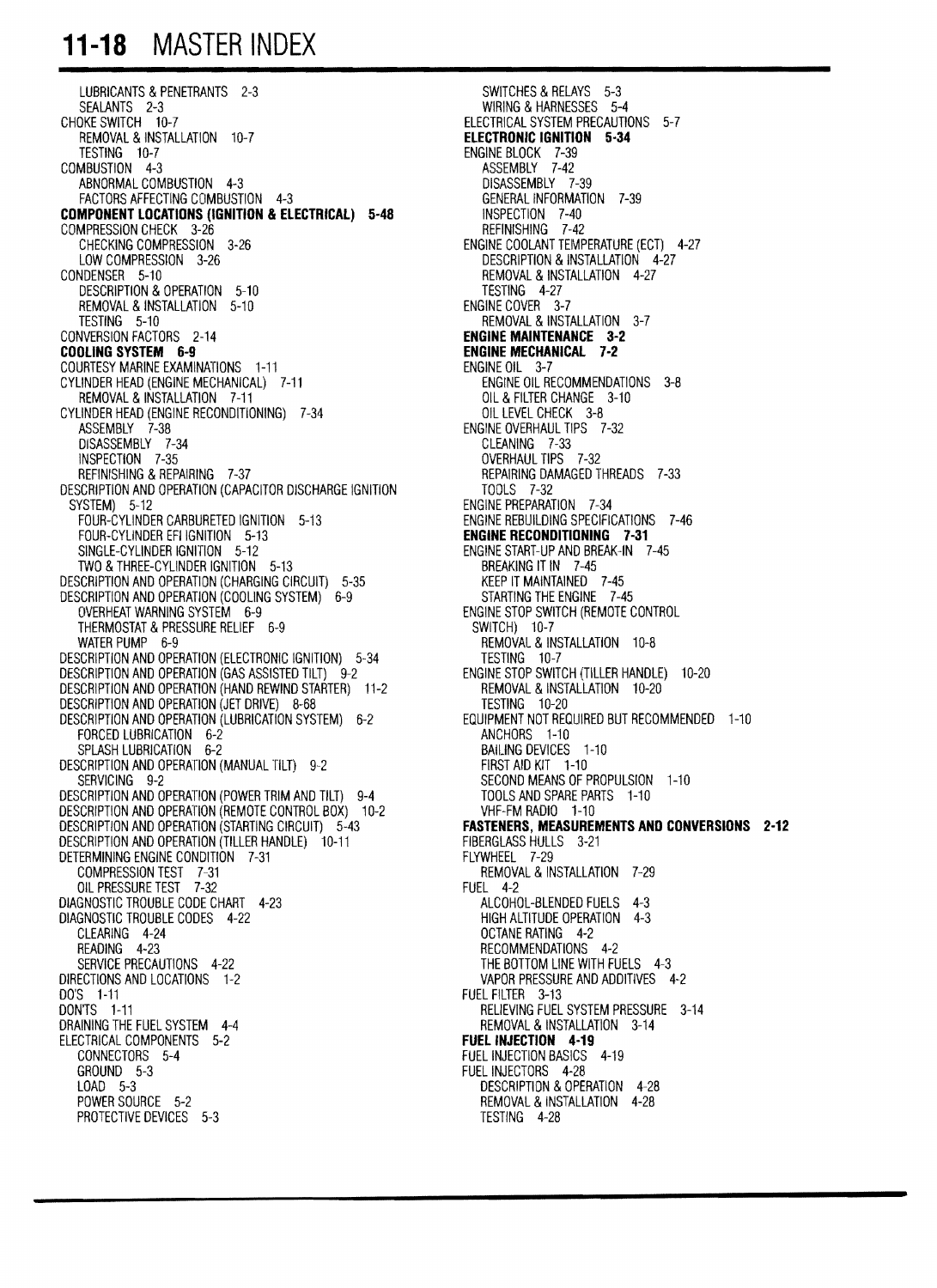LUBRICANTS & PENETRANTS 2-3
SEALANTS 2-3
CHOKE SWITCH 10-7
REMOVAL & INSTALLATION 10-7
TESTING 10-7
COMBUSTION 4-3
ABNORMAL COMBUSTION 4-3
FACTORS AFFECTING COMBUSTION 4-3
**COMPONENT LOCATIONS (IGNITION & ELECTRICAL) 5-48**
COMPRESSION CHECK 3-26
CHECKING COMPRESSION 3-26
LOW COMPRESSION 3-26
CONDENSER 5-10
DESCRIPTION & OPERATION 5-10
REMOVAL & INSTALLATION 5-10
TESTING 5-10
CONVERSION FACTORS 2-14
**COOLING SYSTEM 6-9**
COURTESY MARINE EXAMINATIONS 1-11
CYLINDER HEAD (ENGINE MECHANICAL) 7-11
REMOVAL & INSTALLATION 7-11
CYLINDER HEAD (ENGINE RECONDITIONING) 7-34
ASSEMBLY 7-38
DISASSEMBLY 7-34
INSPECTION 7-35
REFINISHING & REPAIRING 7-37
DESCRIPTION AND OPERATION (CAPACITOR DISCHARGE IGNITION SYSTEM) 5-12
FOUR-CYLINDER CARBURETED IGNITION 5-13
FOUR-CYLINDER EFI IGNITION 5-13
SINGLE-CYLINDER IGNITION 5-12
TWO & THREE-CYLINDER IGNITION 5-13
DESCRIPTION AND OPERATION (CHARGING CIRCUIT) 5-35
DESCRIPTION AND OPERATION (COOLING SYSTEM) 6-9
OVERHEAT WARNING SYSTEM 6-9
THERMOSTAT & PRESSURE RELIEF 6-9
WATER PUMP 6-9
DESCRIPTION AND OPERATION (ELECTRONIC IGNITION) 5-34
DESCRIPTION AND OPERATION (GAS ASSISTED TILT) 9-2
DESCRIPTION AND OPERATION (HAND REWIND STARTER) 11-2
DESCRIPTION AND OPERATION (JET DRIVE) 8-68
DESCRIPTION AND OPERATION (LUBRICATION SYSTEM) 6-2
FORCED LUBRICATION 6-2
SPLASH LUBRICATION 6-2
DESCRIPTION AND OPERATION (MANUAL TILT) 9-2
SERVICING 9-2
DESCRIPTION AND OPERATION (POWER TRIM AND TILT) 9-4
DESCRIPTION AND OPERATION (REMOTE CONTROL BOX) 10-2
DESCRIPTION AND OPERATION (STARTING CIRCUIT) 5-43
DESCRIPTION AND OPERATION (TILLER HANDLE) 10-11
DETERMINING ENGINE CONDITION 7-31
COMPRESSION TEST 7-31
OIL PRESSURE TEST 7-32
DIAGNOSTIC TROUBLE CODE CHART 4-23
DIAGNOSTIC TROUBLE CODES 4-22
CLEARING 4-24
READING 4-23
SERVICE PRECAUTIONS 4-22
DIRECTIONS AND LOCATIONS 1-2
DO'S 1-11
DON'TS 1-11
DRAINING THE FUEL SYSTEM 4-4
ELECTRICAL COMPONENTS 5-2
CONNECTORS 5-4
GROUND 5-3
LOAD 5-3
POWER SOURCE 5-2
PROTECTIVE DEVICES 5-3
SWITCHES & RELAYS 5-3
WIRING & HARNESSES 5-4
ELECTRICAL SYSTEM PRECAUTIONS 5-7
**ELECTRONIC IGNITION 5-34**
ENGINE BLOCK 7-39
ASSEMBLY 7-42
DISASSEMBLY 7-39
GENERAL INFORMATION 7-39
INSPECTION 7-40
REFINISHING 7-42
ENGINE COOLANT TEMPERATURE (ECT) 4-27
DESCRIPTION & INSTALLATION 4-27
REMOVAL & INSTALLATION 4-27
TESTING 4-27
ENGINE COVER 3-7
REMOVAL & INSTALLATION 3-7
**ENGINE MAINTENANCE 3-2**
**ENGINE MECHANICAL 7-2**
ENGINE OIL 3-7
ENGINE OIL RECOMMENDATIONS 3-8
OIL & FILTER CHANGE 3-10
OIL LEVEL CHECK 3-8
ENGINE OVERHAUL TIPS 7-32
CLEANING 7-33
OVERHAUL TIPS 7-32
REPAIRING DAMAGED THREADS 7-33
TOOLS 7-32
ENGINE PREPARATION 7-34
ENGINE REBUILDING SPECIFICATIONS 7-46
**ENGINE RECONDITIONING 7-31**
ENGINE START-UP AND BREAK-IN 7-45
BREAKING IT IN 7-45
KEEP IT MAINTAINED 7-45
STARTING THE ENGINE 7-45
ENGINE STOP SWITCH (REMOTE CONTROL SWITCH) 10-7
REMOVAL & INSTALLATION 10-8
TESTING 10-7
ENGINE STOP SWITCH (TILLER HANDLE) 10-20
REMOVAL & INSTALLATION 10-20
TESTING 10-20
EQUIPMENT NOT REQUIRED BUT RECOMMENDED 1-10
ANCHORS 1-10
BAILING DEVICES 1-10
FIRST AID KIT 1-10
SECOND MEANS OF PROPULSION 1-10
TOOLS AND SPARE PARTS 1-10
VHF-FM RADIO 1-10
**FASTENERS, MEASUREMENTS AND CONVERSIONS 2-12**
FIBERGLASS HULLS 3-21
FLYWHEEL 7-29
REMOVAL & INSTALLATION 7-29
FUEL 4-2
ALCOHOL-BLENDED FUELS 4-3
HIGH ALTITUDE OPERATION 4-3
OCTANE RATING 4-2
RECOMMENDATIONS 4-2
THE BOTTOM LINE WITH FUELS 4-3
VAPOR PRESSURE AND ADDITIVES 4-2
FUEL FILTER 3-13
RELIEVING FUEL SYSTEM PRESSURE 3-14
REMOVAL & INSTALLATION 3-14
**FUEL INJECTION 4-19**
FUEL INJECTION BASICS 4-19
FUEL INJECTORS 4-28
DESCRIPTION & OPERATION 4-28
REMOVAL & INSTALLATION 4-28
TESTING 4-28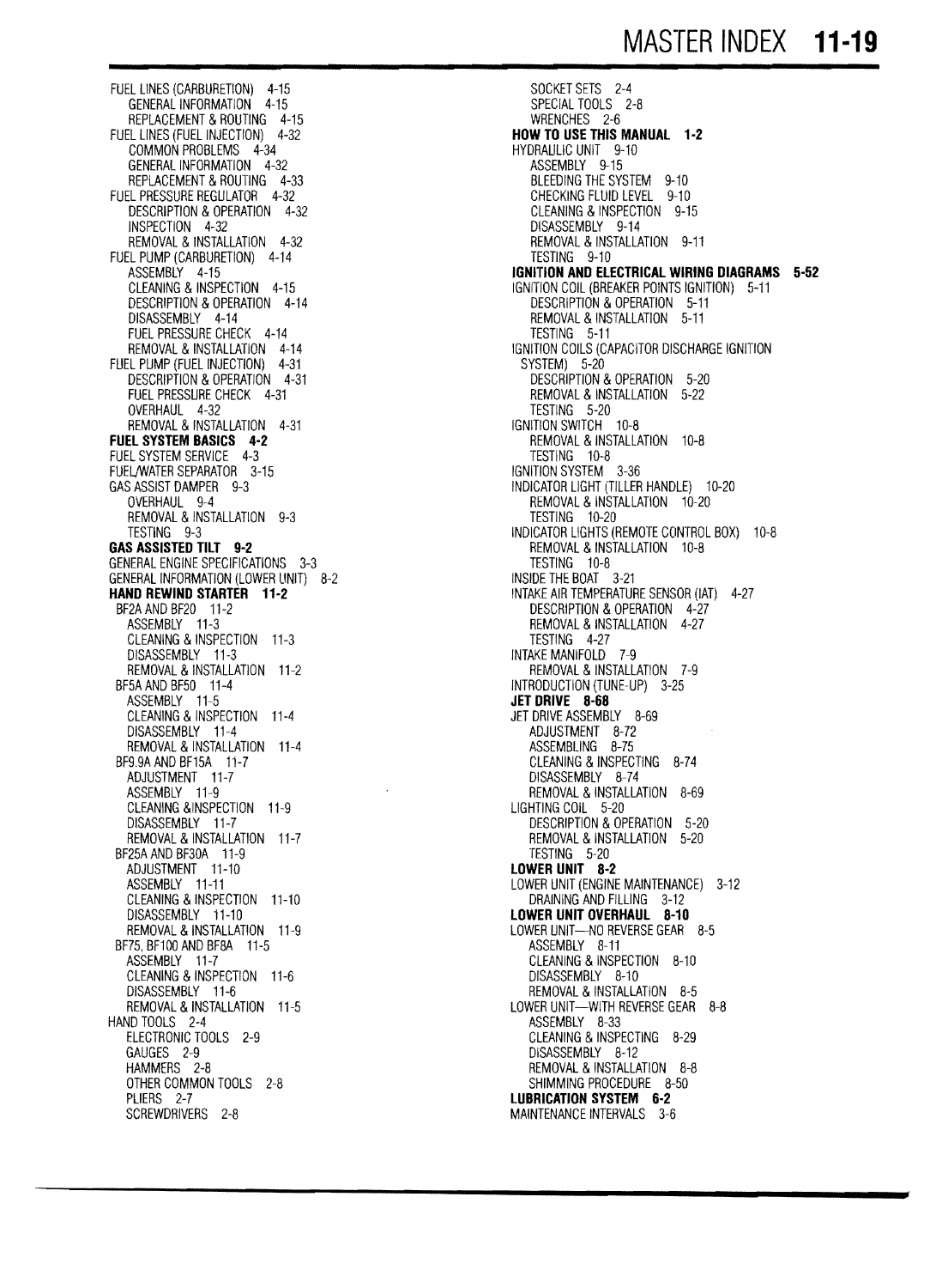FUEL LINES (CARBURETION) 4-15
- GENERAL INFORMATION 4-15
- REPLACEMENT & ROUTING 4-15

FUEL LINES (FUEL INJECTION) 4-32
- COMMON PROBLEMS 4-34
- GENERAL INFORMATION 4-32
- REPLACEMENT & ROUTING 4-33

FUEL PRESSURE REGULATOR 4-32
- DESCRIPTION & OPERATION 4-32
- INSPECTION 4-32
- REMOVAL & INSTALLATION 4-32

FUEL PUMP (CARBURETION) 4-14
- ASSEMBLY 4-15
- CLEANING & INSPECTION 4-15
- DESCRIPTION & OPERATION 4-14
- DISASSEMBLY 4-14
- FUEL PRESSURE CHECK 4-14
- REMOVAL & INSTALLATION 4-14

FUEL PUMP (FUEL INJECTION) 4-31
- DESCRIPTION & OPERATION 4-31
- FUEL PRESSURE CHECK 4-31
- OVERHAUL 4-32
- REMOVAL & INSTALLATION 4-31

**FUEL SYSTEM BASICS 4-2**

FUEL SYSTEM SERVICE 4-3

FUEL/WATER SEPARATOR 3-15

GAS ASSIST DAMPER 9-3
- OVERHAUL 9-4
- REMOVAL & INSTALLATION 9-3
- TESTING 9-3

**GAS ASSISTED TILT 9-2**

GENERAL ENGINE SPECIFICATIONS 3-3

GENERAL INFORMATION (LOWER UNIT) 8-2

**HAND REWIND STARTER 11-2**
- BF2A AND BF20 11-2
  - ASSEMBLY 11-3
  - CLEANING & INSPECTION 11-3
  - DISASSEMBLY 11-3
  - REMOVAL & INSTALLATION 11-2
- BF5A AND BF50 11-4
  - ASSEMBLY 11-5
  - CLEANING & INSPECTION 11-4
  - DISASSEMBLY 11-4
  - REMOVAL & INSTALLATION 11-4
- BF9.9A AND BF15A 11-7
  - ADJUSTMENT 11-7
  - ASSEMBLY 11-9
  - CLEANING &INSPECTION 11-9
  - DISASSEMBLY 11-7
  - REMOVAL & INSTALLATION 11-7
- BF25A AND BF30A 11-9
  - ADJUSTMENT 11-10
  - ASSEMBLY 11-11
  - CLEANING & INSPECTION 11-10
  - DISASSEMBLY 11-10
  - REMOVAL & INSTALLATION 11-9
- BF75, BF100 AND BF8A 11-5
  - ASSEMBLY 11-7
  - CLEANING & INSPECTION 11-6
  - DISASSEMBLY 11-6
  - REMOVAL & INSTALLATION 11-5

HAND TOOLS 2-4
- ELECTRONIC TOOLS 2-9
- GAUGES 2-9
- HAMMERS 2-8
- OTHER COMMON TOOLS 2-8
- PLIERS 2-7
- SCREWDRIVERS 2-8
- SOCKET SETS 2-4
- SPECIAL TOOLS 2-8
- WRENCHES 2-6

**HOW TO USE THIS MANUAL 1-2**

HYDRAULIC UNIT 9-10
- ASSEMBLY 9-15
- BLEEDING THE SYSTEM 9-10
- CHECKING FLUID LEVEL 9-10
- CLEANING & INSPECTION 9-15
- DISASSEMBLY 9-14
- REMOVAL & INSTALLATION 9-11
- TESTING 9-10

**IGNITION AND ELECTRICAL WIRING DIAGRAMS 5-52**

IGNITION COIL (BREAKER POINTS IGNITION) 5-11
- DESCRIPTION & OPERATION 5-11
- REMOVAL & INSTALLATION 5-11
- TESTING 5-11

IGNITION COILS (CAPACITOR DISCHARGE IGNITION SYSTEM) 5-20
- DESCRIPTION & OPERATION 5-20
- REMOVAL & INSTALLATION 5-22
- TESTING 5-20

IGNITION SWITCH 10-8
- REMOVAL & INSTALLATION 10-8
- TESTING 10-8

IGNITION SYSTEM 3-36

INDICATOR LIGHT (TILLER HANDLE) 10-20
- REMOVAL & INSTALLATION 10-20
- TESTING 10-20

INDICATOR LIGHTS (REMOTE CONTROL BOX) 10-8
- REMOVAL & INSTALLATION 10-8
- TESTING 10-8

INSIDE THE BOAT 3-21

INTAKE AIR TEMPERATURE SENSOR (IAT) 4-27
- DESCRIPTION & OPERATION 4-27
- REMOVAL & INSTALLATION 4-27
- TESTING 4-27

INTAKE MANIFOLD 7-9
- REMOVAL & INSTALLATION 7-9

INTRODUCTION (TUNE-UP) 3-25

**JET DRIVE 8-68**

JET DRIVE ASSEMBLY 8-69
- ADJUSTMENT 8-72
- ASSEMBLING 8-75
- CLEANING & INSPECTING 8-74
- DISASSEMBLY 8-74
- REMOVAL & INSTALLATION 8-69

LIGHTING COIL 5-20
- DESCRIPTION & OPERATION 5-20
- REMOVAL & INSTALLATION 5-20
- TESTING 5-20

**LOWER UNIT 8-2**

LOWER UNIT (ENGINE MAINTENANCE) 3-12
- DRAINING AND FILLING 3-12

**LOWER UNIT OVERHAUL 8-10**

LOWER UNIT—NO REVERSE GEAR 8-5
- ASSEMBLY 8-11
- CLEANING & INSPECTION 8-10
- DISASSEMBLY 8-10
- REMOVAL & INSTALLATION 8-5

LOWER UNIT—WITH REVERSE GEAR 8-8
- ASSEMBLY 8-33
- CLEANING & INSPECTING 8-29
- DISASSEMBLY 8-12
- REMOVAL & INSTALLATION 8-8
- SHIMMING PROCEDURE 8-50

**LUBRICATION SYSTEM 6-2**

MAINTENANCE INTERVALS 3-6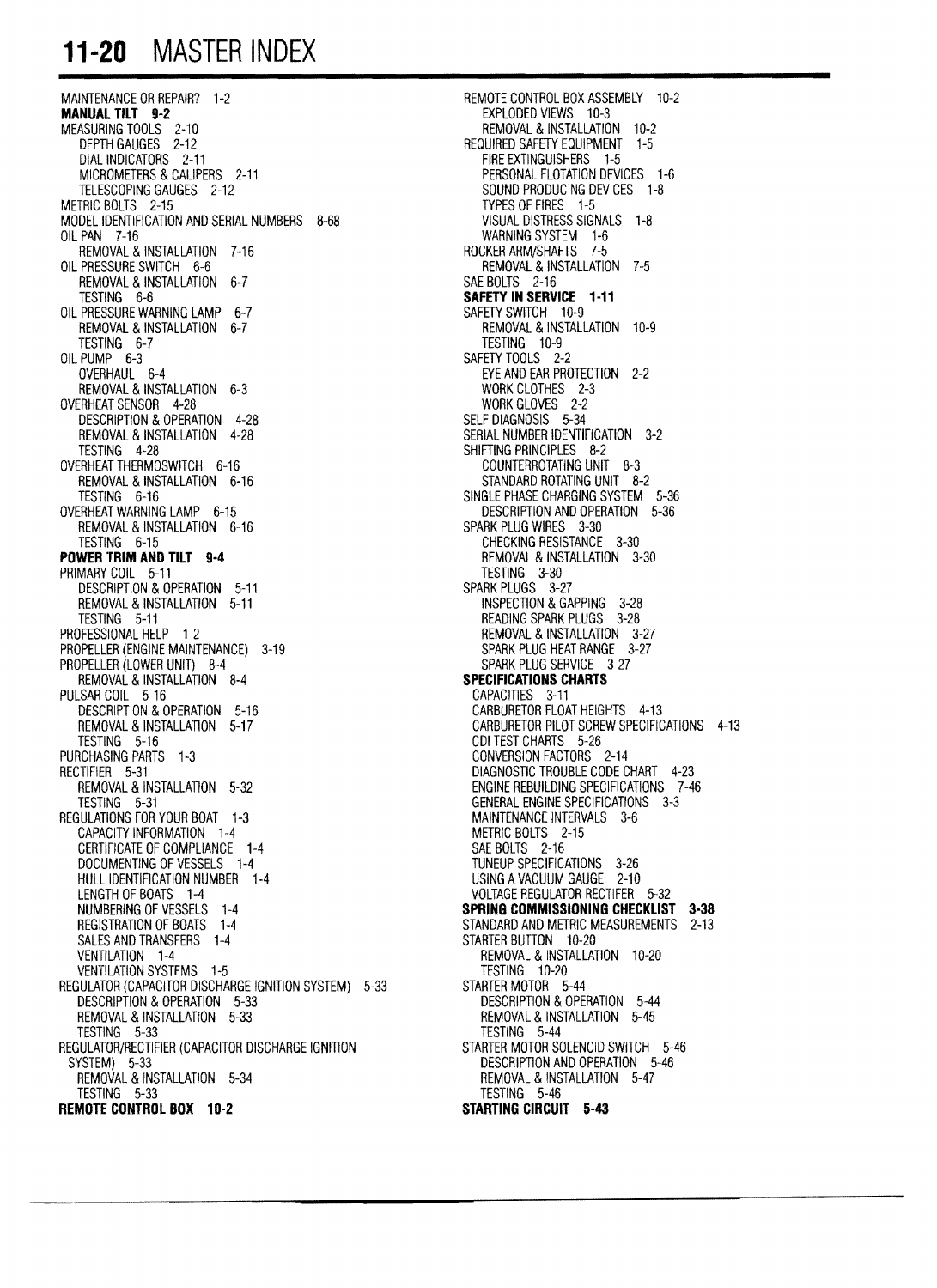# 11-20 MASTER INDEX

MAINTENANCE OR REPAIR? 1-2
**MANUAL TILT 9-2**
MEASURING TOOLS 2-10
- DEPTH GAUGES 2-12
- DIAL INDICATORS 2-11
- MICROMETERS & CALIPERS 2-11
- TELESCOPING GAUGES 2-12

METRIC BOLTS 2-15
MODEL IDENTIFICATION AND SERIAL NUMBERS 8-68
OIL PAN 7-16
- REMOVAL & INSTALLATION 7-16

OIL PRESSURE SWITCH 6-6
- REMOVAL & INSTALLATION 6-7
- TESTING 6-6

OIL PRESSURE WARNING LAMP 6-7
- REMOVAL & INSTALLATION 6-7
- TESTING 6-7

OIL PUMP 6-3
- OVERHAUL 6-4
- REMOVAL & INSTALLATION 6-3

OVERHEAT SENSOR 4-28
- DESCRIPTION & OPERATION 4-28
- REMOVAL & INSTALLATION 4-28
- TESTING 4-28

OVERHEAT THERMOSWITCH 6-16
- REMOVAL & INSTALLATION 6-16
- TESTING 6-16

OVERHEAT WARNING LAMP 6-15
- REMOVAL & INSTALLATION 6-16
- TESTING 6-15

**POWER TRIM AND TILT 9-4**
PRIMARY COIL 5-11
- DESCRIPTION & OPERATION 5-11
- REMOVAL & INSTALLATION 5-11
- TESTING 5-11

PROFESSIONAL HELP 1-2
PROPELLER (ENGINE MAINTENANCE) 3-19
PROPELLER (LOWER UNIT) 8-4
- REMOVAL & INSTALLATION 8-4

PULSAR COIL 5-16
- DESCRIPTION & OPERATION 5-16
- REMOVAL & INSTALLATION 5-17
- TESTING 5-16

PURCHASING PARTS 1-3
RECTIFIER 5-31
- REMOVAL & INSTALLATION 5-32
- TESTING 5-31

REGULATIONS FOR YOUR BOAT 1-3
- CAPACITY INFORMATION 1-4
- CERTIFICATE OF COMPLIANCE 1-4
- DOCUMENTING OF VESSELS 1-4
- HULL IDENTIFICATION NUMBER 1-4
- LENGTH OF BOATS 1-4
- NUMBERING OF VESSELS 1-4
- REGISTRATION OF BOATS 1-4
- SALES AND TRANSFERS 1-4
- VENTILATION 1-4
- VENTILATION SYSTEMS 1-5

REGULATOR (CAPACITOR DISCHARGE IGNITION SYSTEM) 5-33
- DESCRIPTION & OPERATION 5-33
- REMOVAL & INSTALLATION 5-33
- TESTING 5-33

REGULATOR/RECTIFIER (CAPACITOR DISCHARGE IGNITION SYSTEM) 5-33
- REMOVAL & INSTALLATION 5-34
- TESTING 5-33

**REMOTE CONTROL BOX 10-2**
REMOTE CONTROL BOX ASSEMBLY 10-2
- EXPLODED VIEWS 10-3
- REMOVAL & INSTALLATION 10-2

REQUIRED SAFETY EQUIPMENT 1-5
- FIRE EXTINGUISHERS 1-5
- PERSONAL FLOTATION DEVICES 1-6
- SOUND PRODUCING DEVICES 1-8
- TYPES OF FIRES 1-5
- VISUAL DISTRESS SIGNALS 1-8
- WARNING SYSTEM 1-6

ROCKER ARM/SHAFTS 7-5
- REMOVAL & INSTALLATION 7-5

SAE BOLTS 2-16
**SAFETY IN SERVICE 1-11**
SAFETY SWITCH 10-9
- REMOVAL & INSTALLATION 10-9
- TESTING 10-9

SAFETY TOOLS 2-2
- EYE AND EAR PROTECTION 2-2
- WORK CLOTHES 2-3
- WORK GLOVES 2-2

SELF DIAGNOSIS 5-34
SERIAL NUMBER IDENTIFICATION 3-2
SHIFTING PRINCIPLES 8-2
- COUNTERROTATING UNIT 8-3
- STANDARD ROTATING UNIT 8-2

SINGLE PHASE CHARGING SYSTEM 5-36
- DESCRIPTION AND OPERATION 5-36

SPARK PLUG WIRES 3-30
- CHECKING RESISTANCE 3-30
- REMOVAL & INSTALLATION 3-30
- TESTING 3-30

SPARK PLUGS 3-27
- INSPECTION & GAPPING 3-28
- READING SPARK PLUGS 3-28
- REMOVAL & INSTALLATION 3-27
- SPARK PLUG HEAT RANGE 3-27
- SPARK PLUG SERVICE 3-27

**SPECIFICATIONS CHARTS**
- CAPACITIES 3-11
- CARBURETOR FLOAT HEIGHTS 4-13
- CARBURETOR PILOT SCREW SPECIFICATIONS 4-13
- CDI TEST CHARTS 5-26
- CONVERSION FACTORS 2-14
- DIAGNOSTIC TROUBLE CODE CHART 4-23
- ENGINE REBUILDING SPECIFICATIONS 7-46
- GENERAL ENGINE SPECIFICATIONS 3-3
- MAINTENANCE INTERVALS 3-6
- METRIC BOLTS 2-15
- SAE BOLTS 2-16
- TUNEUP SPECIFICATIONS 3-26
- USING A VACUUM GAUGE 2-10
- VOLTAGE REGULATOR RECTIFER 5-32

**SPRING COMMISSIONING CHECKLIST 3-38**
STANDARD AND METRIC MEASUREMENTS 2-13
STARTER BUTTON 10-20
- REMOVAL & INSTALLATION 10-20
- TESTING 10-20

STARTER MOTOR 5-44
- DESCRIPTION & OPERATION 5-44
- REMOVAL & INSTALLATION 5-45
- TESTING 5-44

STARTER MOTOR SOLENOID SWITCH 5-46
- DESCRIPTION AND OPERATION 5-46
- REMOVAL & INSTALLATION 5-47
- TESTING 5-46

**STARTING CIRCUIT 5-43**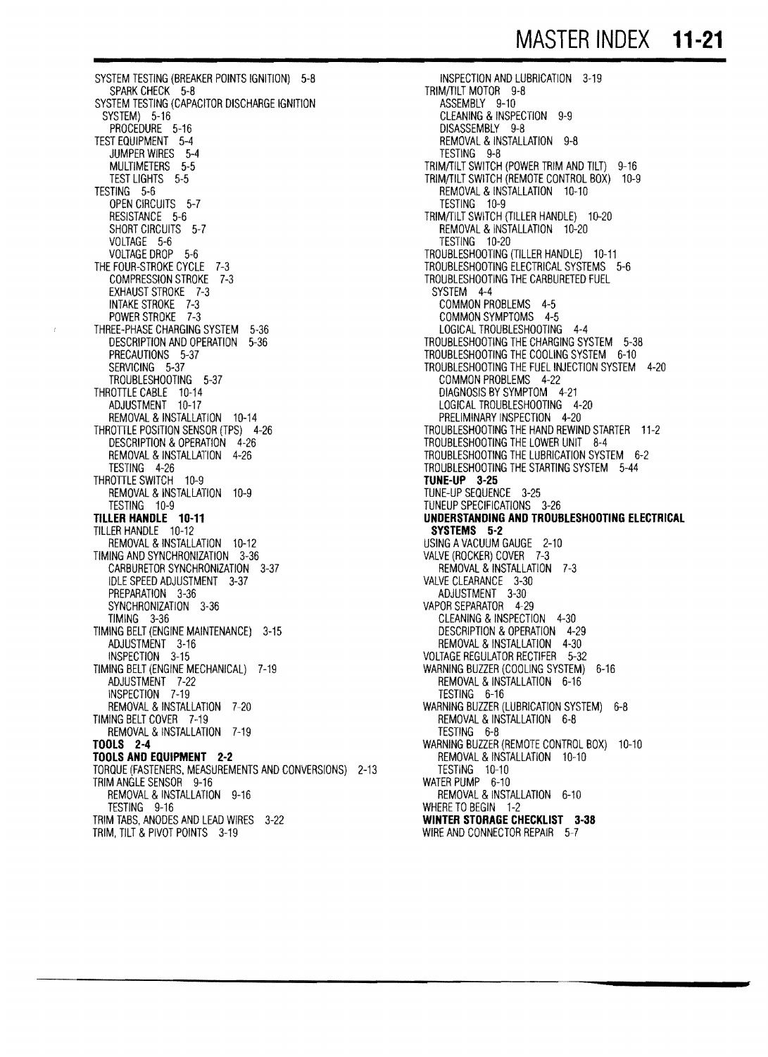SYSTEM TESTING (BREAKER POINTS IGNITION) 5-8
- SPARK CHECK 5-8

SYSTEM TESTING (CAPACITOR DISCHARGE IGNITION SYSTEM) 5-16
- PROCEDURE 5-16

TEST EQUIPMENT 5-4
- JUMPER WIRES 5-4
- MULTIMETERS 5-5
- TEST LIGHTS 5-5

TESTING 5-6
- OPEN CIRCUITS 5-7
- RESISTANCE 5-6
- SHORT CIRCUITS 5-7
- VOLTAGE 5-6
- VOLTAGE DROP 5-6

THE FOUR-STROKE CYCLE 7-3
- COMPRESSION STROKE 7-3
- EXHAUST STROKE 7-3
- INTAKE STROKE 7-3
- POWER STROKE 7-3

THREE-PHASE CHARGING SYSTEM 5-36
- DESCRIPTION AND OPERATION 5-36
- PRECAUTIONS 5-37
- SERVICING 5-37
- TROUBLESHOOTING 5-37

THROTTLE CABLE 10-14
- ADJUSTMENT 10-17
- REMOVAL & INSTALLATION 10-14

THROTTLE POSITION SENSOR (TPS) 4-26
- DESCRIPTION & OPERATION 4-26
- REMOVAL & INSTALLATION 4-26
- TESTING 4-26

THROTTLE SWITCH 10-9
- REMOVAL & INSTALLATION 10-9
- TESTING 10-9

**TILLER HANDLE 10-11**

TILLER HANDLE 10-12
- REMOVAL & INSTALLATION 10-12

TIMING AND SYNCHRONIZATION 3-36
- CARBURETOR SYNCHRONIZATION 3-37
- IDLE SPEED ADJUSTMENT 3-37
- PREPARATION 3-36
- SYNCHRONIZATION 3-36
- TIMING 3-36

TIMING BELT (ENGINE MAINTENANCE) 3-15
- ADJUSTMENT 3-16
- INSPECTION 3-15

TIMING BELT (ENGINE MECHANICAL) 7-19
- ADJUSTMENT 7-22
- INSPECTION 7-19
- REMOVAL & INSTALLATION 7-20

TIMING BELT COVER 7-19
- REMOVAL & INSTALLATION 7-19

**TOOLS 2-4**

**TOOLS AND EQUIPMENT 2-2**

TORQUE (FASTENERS, MEASUREMENTS AND CONVERSIONS) 2-13

TRIM ANGLE SENSOR 9-16
- REMOVAL & INSTALLATION 9-16
- TESTING 9-16

TRIM TABS, ANODES AND LEAD WIRES 3-22

TRIM, TILT & PIVOT POINTS 3-19
- INSPECTION AND LUBRICATION 3-19

TRIM/TILT MOTOR 9-8
- ASSEMBLY 9-10
- CLEANING & INSPECTION 9-9
- DISASSEMBLY 9-8
- REMOVAL & INSTALLATION 9-8
- TESTING 9-8

TRIM/TILT SWITCH (POWER TRIM AND TILT) 9-16

TRIM/TILT SWITCH (REMOTE CONTROL BOX) 10-9
- REMOVAL & INSTALLATION 10-10
- TESTING 10-9

TRIM/TILT SWITCH (TILLER HANDLE) 10-20
- REMOVAL & INSTALLATION 10-20
- TESTING 10-20

TROUBLESHOOTING (TILLER HANDLE) 10-11

TROUBLESHOOTING ELECTRICAL SYSTEMS 5-6

TROUBLESHOOTING THE CARBURETED FUEL SYSTEM 4-4
- COMMON PROBLEMS 4-5
- COMMON SYMPTOMS 4-5
- LOGICAL TROUBLESHOOTING 4-4

TROUBLESHOOTING THE CHARGING SYSTEM 5-38

TROUBLESHOOTING THE COOLING SYSTEM 6-10

TROUBLESHOOTING THE FUEL INJECTION SYSTEM 4-20
- COMMON PROBLEMS 4-22
- DIAGNOSIS BY SYMPTOM 4-21
- LOGICAL TROUBLESHOOTING 4-20
- PRELIMINARY INSPECTION 4-20

TROUBLESHOOTING THE HAND REWIND STARTER 11-2

TROUBLESHOOTING THE LOWER UNIT 8-4

TROUBLESHOOTING THE LUBRICATION SYSTEM 6-2

TROUBLESHOOTING THE STARTING SYSTEM 5-44

**TUNE-UP 3-25**

TUNE-UP SEQUENCE 3-25

TUNEUP SPECIFICATIONS 3-26

**UNDERSTANDING AND TROUBLESHOOTING ELECTRICAL SYSTEMS 5-2**

USING A VACUUM GAUGE 2-10

VALVE (ROCKER) COVER 7-3
- REMOVAL & INSTALLATION 7-3

VALVE CLEARANCE 3-30
- ADJUSTMENT 3-30

VAPOR SEPARATOR 4-29
- CLEANING & INSPECTION 4-30
- DESCRIPTION & OPERATION 4-29
- REMOVAL & INSTALLATION 4-30

VOLTAGE REGULATOR RECTIFER 5-32

WARNING BUZZER (COOLING SYSTEM) 6-16
- REMOVAL & INSTALLATION 6-16
- TESTING 6-16

WARNING BUZZER (LUBRICATION SYSTEM) 6-8
- REMOVAL & INSTALLATION 6-8
- TESTING 6-8

WARNING BUZZER (REMOTE CONTROL BOX) 10-10
- REMOVAL & INSTALLATION 10-10
- TESTING 10-10

WATER PUMP 6-10
- REMOVAL & INSTALLATION 6-10

WHERE TO BEGIN 1-2

**WINTER STORAGE CHECKLIST 3-38**

WIRE AND CONNECTOR REPAIR 5-7